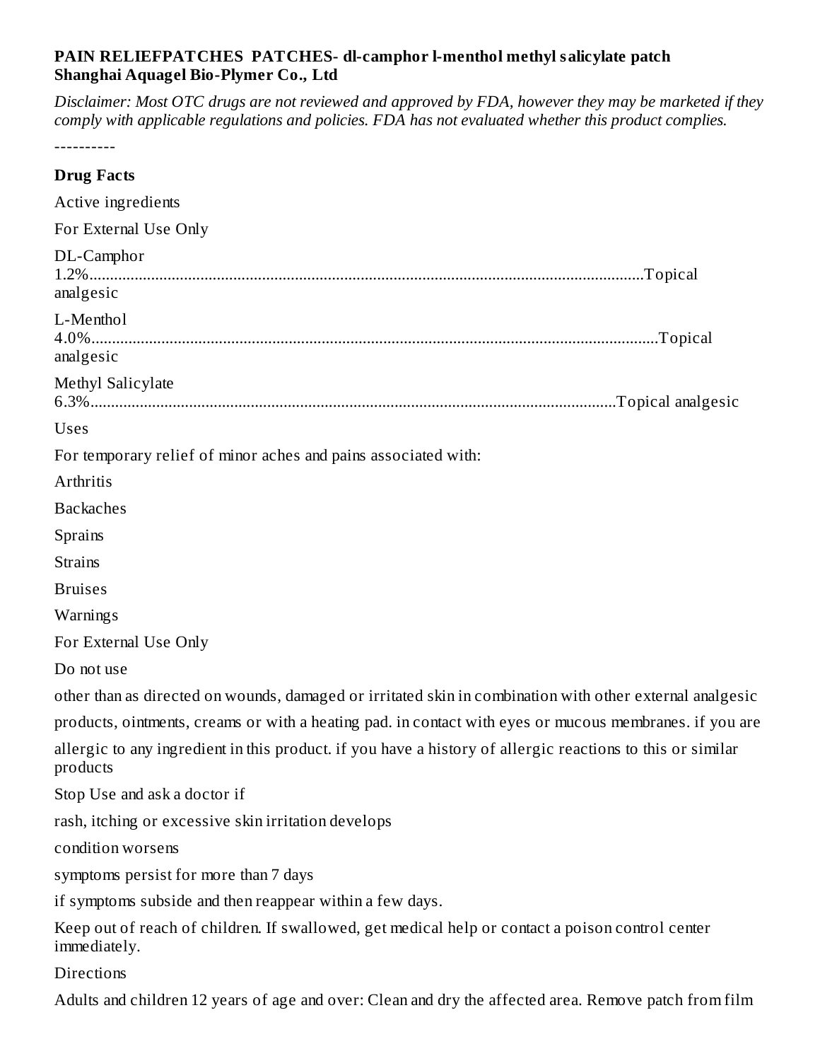**PAIN RELIEFPATCHES PATCHES- dl-camphor l-menthol methyl salicylate patch**
**Shanghai Aquagel Bio-Plymer Co., Ltd**

*Disclaimer: Most OTC drugs are not reviewed and approved by FDA, however they may be marketed if they comply with applicable regulations and policies. FDA has not evaluated whether this product complies.*

----------

**Drug Facts**

Active ingredients

For External Use Only

DL-Camphor 1.2%........................................................................................................................................Topical analgesic

L-Menthol 4.0%..........................................................................................................................................Topical analgesic

Methyl Salicylate 6.3%................................................................................................................................Topical analgesic

Uses

For temporary relief of minor aches and pains associated with:

Arthritis

Backaches

Sprains

Strains

Bruises

Warnings

For External Use Only

Do not use

other than as directed on wounds, damaged or irritated skin in combination with other external analgesic products, ointments, creams or with a heating pad. in contact with eyes or mucous membranes. if you are allergic to any ingredient in this product. if you have a history of allergic reactions to this or similar products

Stop Use and ask a doctor if

rash, itching or excessive skin irritation develops

condition worsens

symptoms persist for more than 7 days

if symptoms subside and then reappear within a few days.

Keep out of reach of children. If swallowed, get medical help or contact a poison control center immediately.

Directions

Adults and children 12 years of age and over: Clean and dry the affected area. Remove patch from film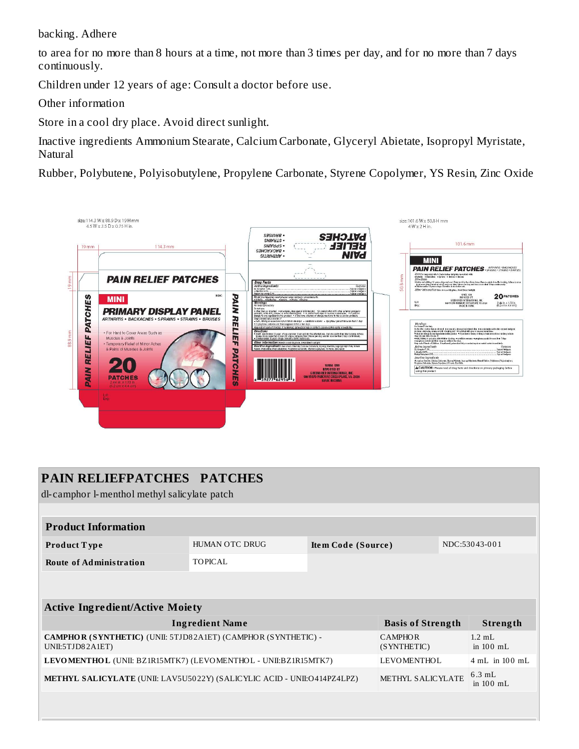backing. Adhere

to area for no more than 8 hours at a time, not more than 3 times per day, and for no more than 7 days continuously.

Children under 12 years of age: Consult a doctor before use.

Other information

Store in a cool dry place. Avoid direct sunlight.

Inactive ingredients Ammonium Stearate, Calcium Carbonate, Glyceryl Abietate, Isopropyl Myristate, Natural

Rubber, Polybutene, Polyisobutylene, Propylene Carbonate, Styrene Copolymer, YS Resin, Zinc Oxide

## PAIN RELIEFPATCHES PATCHES

dl-camphor l-menthol methyl salicylate patch

| Product Information | | | |
|---|---|---|---|
| Product Type | HUMAN OTC DRUG | Item Code (Source) | NDC:53043-001 |
| Route of Administration | TOPICAL | | |

| Active Ingredient/Active Moiety | | |
|---|---|---|
| Ingredient Name | Basis of Strength | Strength |
| **CAMPHOR (SYNTHETIC)** (UNII: 5TJD82A1ET) (CAMPHOR (SYNTHETIC) - UNII:5TJD82A1ET) | CAMPHOR (SYNTHETIC) | 1.2 mL in 100 mL |
| **LEVOMENTHOL** (UNII: BZ1R15MTK7) (LEVOMENTHOL - UNII:BZ1R15MTK7) | LEVOMENTHOL | 4 mL in 100 mL |
| **METHYL SALICYLATE** (UNII: LAV5U5022Y) (SALICYLIC ACID - UNII:O414PZ4LPZ) | METHYL SALICYLATE | 6.3 mL in 100 mL |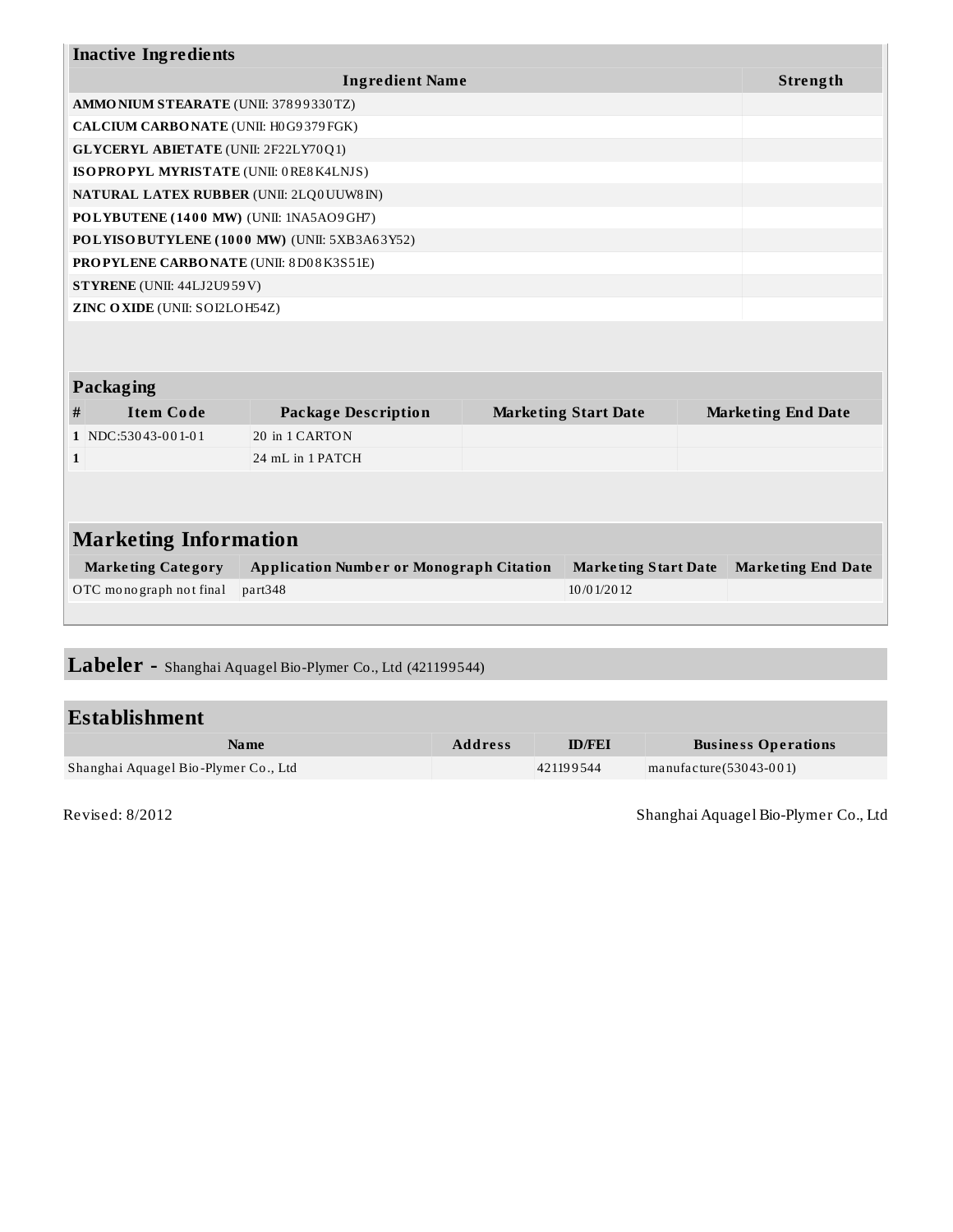| Inactive Ingredients | |
| --- | --- |
| **Ingredient Name** | **Strength** |
| **AMMONIUM STEARATE** (UNII: 37899330TZ) | |
| **CALCIUM CARBONATE** (UNII: H0G9379FGK) | |
| **GLYCERYL ABIETATE** (UNII: 2F22LY70Q1) | |
| **ISOPROPYL MYRISTATE** (UNII: 0RE8K4LNJS) | |
| **NATURAL LATEX RUBBER** (UNII: 2LQ0UUW8IN) | |
| **POLYBUTENE (1400 MW)** (UNII: 1NA5AO9GH7) | |
| **POLYISOBUTYLENE (1000 MW)** (UNII: 5XB3A63Y52) | |
| **PROPYLENE CARBONATE** (UNII: 8D08K3S51E) | |
| **STYRENE** (UNII: 44LJ2U959V) | |
| **ZINC OXIDE** (UNII: SOI2LOH54Z) | |

| Packaging | | | | |
| --- | --- | --- | --- | --- |
| **#** | **Item Code** | **Package Description** | **Marketing Start Date** | **Marketing End Date** |
| 1 | NDC:53043-001-01 | 20 in 1 CARTON | | |
| 1 | | 24 mL in 1 PATCH | | |

## Marketing Information

| Marketing Category | Application Number or Monograph Citation | Marketing Start Date | Marketing End Date |
| --- | --- | --- | --- |
| OTC monograph not final | part348 | 10/01/2012 | |

## Labeler - Shanghai Aquagel Bio-Plymer Co., Ltd (421199544)

## Establishment

| Name | Address | ID/FEI | Business Operations |
| --- | --- | --- | --- |
| Shanghai Aquagel Bio-Plymer Co., Ltd | | 421199544 | manufacture(53043-001) |

Revised: 8/2012

Shanghai Aquagel Bio-Plymer Co., Ltd